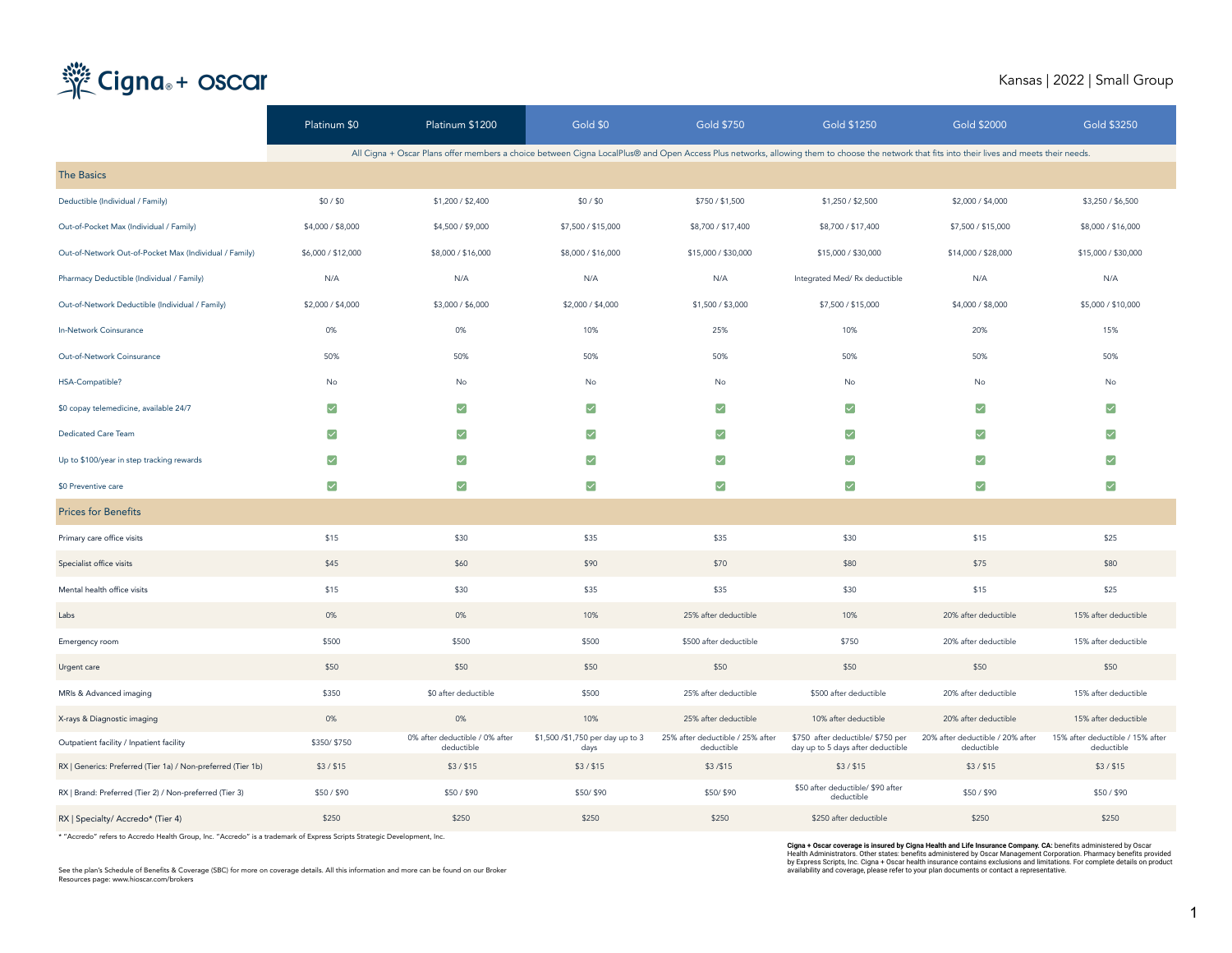# Cigna + oscar

Kansas | 2022 | Small Group

| | Platinum $0 | Platinum $1200 | Gold $0 | Gold $750 | Gold $1250 | Gold $2000 | Gold $3250 |
|---|---|---|---|---|---|---|---|
| | All Cigna + Oscar Plans offer members a choice between Cigna LocalPlus® and Open Access Plus networks, allowing them to choose the network that fits into their lives and meets their needs. | | | | | | |
| **The Basics** | | | | | | | |
| Deductible (Individual / Family) | $0 / $0 | $1,200 / $2,400 | $0 / $0 | $750 / $1,500 | $1,250 / $2,500 | $2,000 / $4,000 | $3,250 / $6,500 |
| Out-of-Pocket Max (Individual / Family) | $4,000 / $8,000 | $4,500 / $9,000 | $7,500 / $15,000 | $8,700 / $17,400 | $8,700 / $17,400 | $7,500 / $15,000 | $8,000 / $16,000 |
| Out-of-Network Out-of-Pocket Max (Individual / Family) | $6,000 / $12,000 | $8,000 / $16,000 | $8,000 / $16,000 | $15,000 / $30,000 | $15,000 / $30,000 | $14,000 / $28,000 | $15,000 / $30,000 |
| Pharmacy Deductible (Individual / Family) | N/A | N/A | N/A | N/A | Integrated Med/ Rx deductible | N/A | N/A |
| Out-of-Network Deductible (Individual / Family) | $2,000 / $4,000 | $3,000 / $6,000 | $2,000 / $4,000 | $1,500 / $3,000 | $7,500 / $15,000 | $4,000 / $8,000 | $5,000 / $10,000 |
| In-Network Coinsurance | 0% | 0% | 10% | 25% | 10% | 20% | 15% |
| Out-of-Network Coinsurance | 50% | 50% | 50% | 50% | 50% | 50% | 50% |
| HSA-Compatible? | No | No | No | No | No | No | No |
| $0 copay telemedicine, available 24/7 | ✓ | ✓ | ✓ | ✓ | ✓ | ✓ | ✓ |
| Dedicated Care Team | ✓ | ✓ | ✓ | ✓ | ✓ | ✓ | ✓ |
| Up to $100/year in step tracking rewards | ✓ | ✓ | ✓ | ✓ | ✓ | ✓ | ✓ |
| $0 Preventive care | ✓ | ✓ | ✓ | ✓ | ✓ | ✓ | ✓ |
| **Prices for Benefits** | | | | | | | |
| Primary care office visits | $15 | $30 | $35 | $35 | $30 | $15 | $25 |
| Specialist office visits | $45 | $60 | $90 | $70 | $80 | $75 | $80 |
| Mental health office visits | $15 | $30 | $35 | $35 | $30 | $15 | $25 |
| Labs | 0% | 0% | 10% | 25% after deductible | 10% | 20% after deductible | 15% after deductible |
| Emergency room | $500 | $500 | $500 | $500 after deductible | $750 | 20% after deductible | 15% after deductible |
| Urgent care | $50 | $50 | $50 | $50 | $50 | $50 | $50 |
| MRIs & Advanced imaging | $350 | $0 after deductible | $500 | 25% after deductible | $500 after deductible | 20% after deductible | 15% after deductible |
| X-rays & Diagnostic imaging | 0% | 0% | 10% | 25% after deductible | 10% after deductible | 20% after deductible | 15% after deductible |
| Outpatient facility / Inpatient facility | $350/ $750 | 0% after deductible / 0% after deductible | $1,500 /$1,750 per day up to 3 days | 25% after deductible / 25% after deductible | $750 after deductible/ $750 per day up to 5 days after deductible | 20% after deductible / 20% after deductible | 15% after deductible / 15% after deductible |
| RX \| Generics: Preferred (Tier 1a) / Non-preferred (Tier 1b) | $3 / $15 | $3 / $15 | $3 / $15 | $3 /$15 | $3 / $15 | $3 / $15 | $3 / $15 |
| RX \| Brand: Preferred (Tier 2) / Non-preferred (Tier 3) | $50 / $90 | $50 / $90 | $50/ $90 | $50/ $90 | $50 after deductible/ $90 after deductible | $50 / $90 | $50 / $90 |
| RX \| Specialty/ Accredo* (Tier 4) | $250 | $250 | $250 | $250 | $250 after deductible | $250 | $250 |

* "Accredo" refers to Accredo Health Group, Inc. "Accredo" is a trademark of Express Scripts Strategic Development, Inc.

See the plan's Schedule of Benefits & Coverage (SBC) for more on coverage details. All this information and more can be found on our Broker Resources page: www.hioscar.com/brokers

**Cigna + Oscar coverage is insured by Cigna Health and Life Insurance Company. CA:** benefits administered by Oscar Health Administrators. Other states: benefits administered by Oscar Management Corporation. Pharmacy benefits provided by Express Scripts, Inc. Cigna + Oscar health insurance contains exclusions and limitations. For complete details on product availability and coverage, please refer to your plan documents or contact a representative.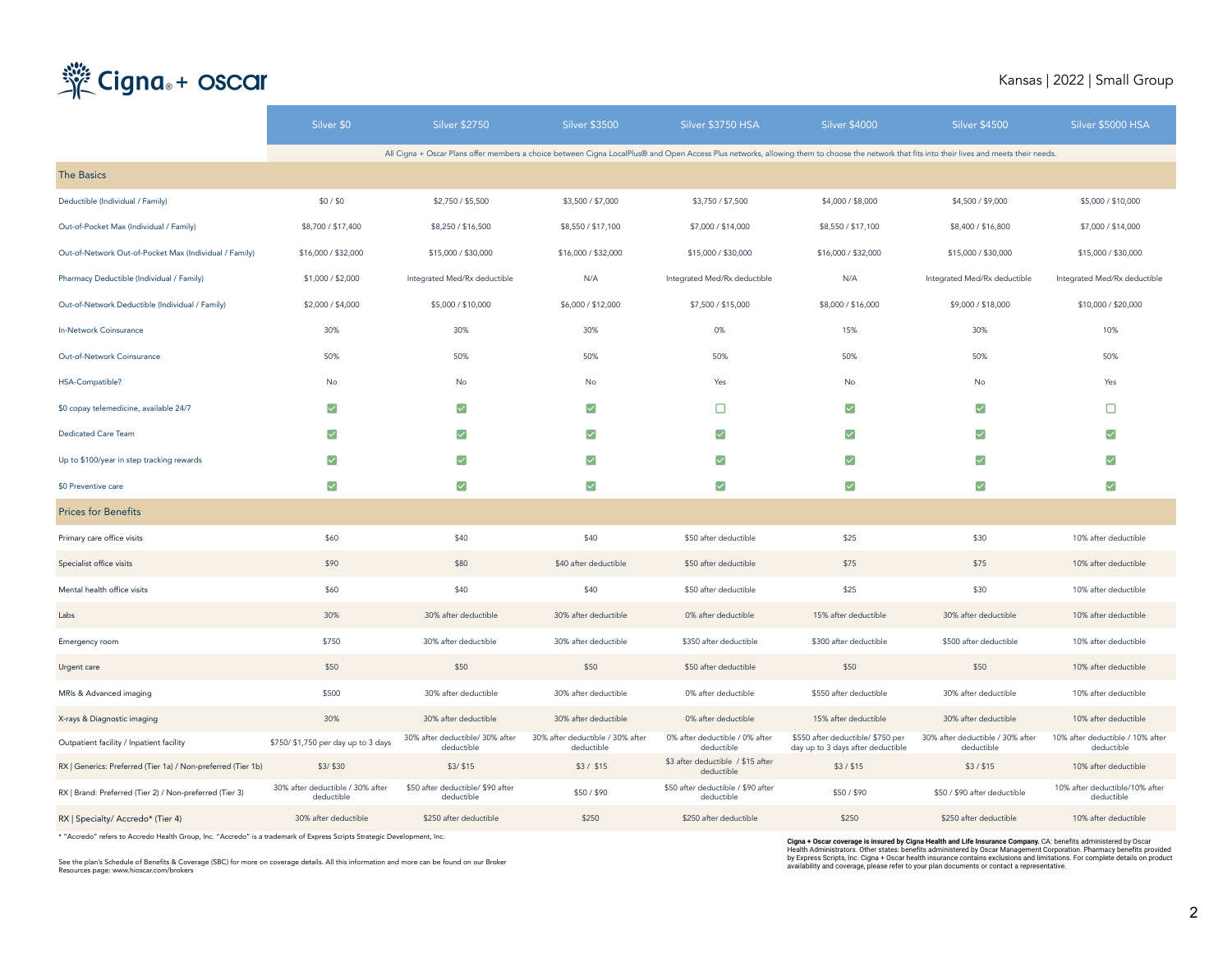# Cigna + oscar

Kansas | 2022 | Small Group

| | Silver $0 | Silver $2750 | Silver $3500 | Silver $3750 HSA | Silver $4000 | Silver $4500 | Silver $5000 HSA |
|---|---|---|---|---|---|---|---|
| | All Cigna + Oscar Plans offer members a choice between Cigna LocalPlus® and Open Access Plus networks, allowing them to choose the network that fits into their lives and meets their needs. | | | | | | |
| **The Basics** | | | | | | | |
| Deductible (Individual / Family) | $0 / $0 | $2,750 / $5,500 | $3,500 / $7,000 | $3,750 / $7,500 | $4,000 / $8,000 | $4,500 / $9,000 | $5,000 / $10,000 |
| Out-of-Pocket Max (Individual / Family) | $8,700 / $17,400 | $8,250 / $16,500 | $8,550 / $17,100 | $7,000 / $14,000 | $8,550 / $17,100 | $8,400 / $16,800 | $7,000 / $14,000 |
| Out-of-Network Out-of-Pocket Max (Individual / Family) | $16,000 / $32,000 | $15,000 / $30,000 | $16,000 / $32,000 | $15,000 / $30,000 | $16,000 / $32,000 | $15,000 / $30,000 | $15,000 / $30,000 |
| Pharmacy Deductible (Individual / Family) | $1,000 / $2,000 | Integrated Med/Rx deductible | N/A | Integrated Med/Rx deductible | N/A | Integrated Med/Rx deductible | Integrated Med/Rx deductible |
| Out-of-Network Deductible (Individual / Family) | $2,000 / $4,000 | $5,000 / $10,000 | $6,000 / $12,000 | $7,500 / $15,000 | $8,000 / $16,000 | $9,000 / $18,000 | $10,000 / $20,000 |
| In-Network Coinsurance | 30% | 30% | 30% | 0% | 15% | 30% | 10% |
| Out-of-Network Coinsurance | 50% | 50% | 50% | 50% | 50% | 50% | 50% |
| HSA-Compatible? | No | No | No | Yes | No | No | Yes |
| $0 copay telemedicine, available 24/7 | ☑ | ☑ | ☑ | ☐ | ☑ | ☑ | ☐ |
| Dedicated Care Team | ☑ | ☑ | ☑ | ☑ | ☑ | ☑ | ☑ |
| Up to $100/year in step tracking rewards | ☑ | ☑ | ☑ | ☑ | ☑ | ☑ | ☑ |
| $0 Preventive care | ☑ | ☑ | ☑ | ☑ | ☑ | ☑ | ☑ |
| **Prices for Benefits** | | | | | | | |
| Primary care office visits | $60 | $40 | $40 | $50 after deductible | $25 | $30 | 10% after deductible |
| Specialist office visits | $90 | $80 | $40 after deductible | $50 after deductible | $75 | $75 | 10% after deductible |
| Mental health office visits | $60 | $40 | $40 | $50 after deductible | $25 | $30 | 10% after deductible |
| Labs | 30% | 30% after deductible | 30% after deductible | 0% after deductible | 15% after deductible | 30% after deductible | 10% after deductible |
| Emergency room | $750 | 30% after deductible | 30% after deductible | $350 after deductible | $300 after deductible | $500 after deductible | 10% after deductible |
| Urgent care | $50 | $50 | $50 | $50 after deductible | $50 | $50 | 10% after deductible |
| MRIs & Advanced imaging | $500 | 30% after deductible | 30% after deductible | 0% after deductible | $550 after deductible | 30% after deductible | 10% after deductible |
| X-rays & Diagnostic imaging | 30% | 30% after deductible | 30% after deductible | 0% after deductible | 15% after deductible | 30% after deductible | 10% after deductible |
| Outpatient facility / Inpatient facility | $750/ $1,750 per day up to 3 days | 30% after deductible/ 30% after deductible | 30% after deductible / 30% after deductible | 0% after deductible / 0% after deductible | $550 after deductible/ $750 per day up to 3 days after deductible | 30% after deductible / 30% after deductible | 10% after deductible / 10% after deductible |
| RX \| Generics: Preferred (Tier 1a) / Non-preferred (Tier 1b) | $3/ $30 | $3/ $15 | $3 / $15 | $3 after deductible / $15 after deductible | $3 / $15 | $3 / $15 | 10% after deductible |
| RX \| Brand: Preferred (Tier 2) / Non-preferred (Tier 3) | 30% after deductible / 30% after deductible | $50 after deductible/ $90 after deductible | $50 / $90 | $50 after deductible / $90 after deductible | $50 / $90 | $50 / $90 after deductible | 10% after deductible/10% after deductible |
| RX \| Specialty/ Accredo* (Tier 4) | 30% after deductible | $250 after deductible | $250 | $250 after deductible | $250 | $250 after deductible | 10% after deductible |

* "Accredo" refers to Accredo Health Group, Inc. "Accredo" is a trademark of Express Scripts Strategic Development, Inc.

See the plan's Schedule of Benefits & Coverage (SBC) for more on coverage details. All this information and more can be found on our Broker Resources page: www.hioscar.com/brokers

**Cigna + Oscar coverage is insured by Cigna Health and Life Insurance Company.** CA: benefits administered by Oscar Health Administrators. Other states: benefits administered by Oscar Management Corporation. Pharmacy benefits provided by Express Scripts, Inc. Cigna + Oscar health insurance contains exclusions and limitations. For complete details on product availability and coverage, please refer to your plan documents or contact a representative.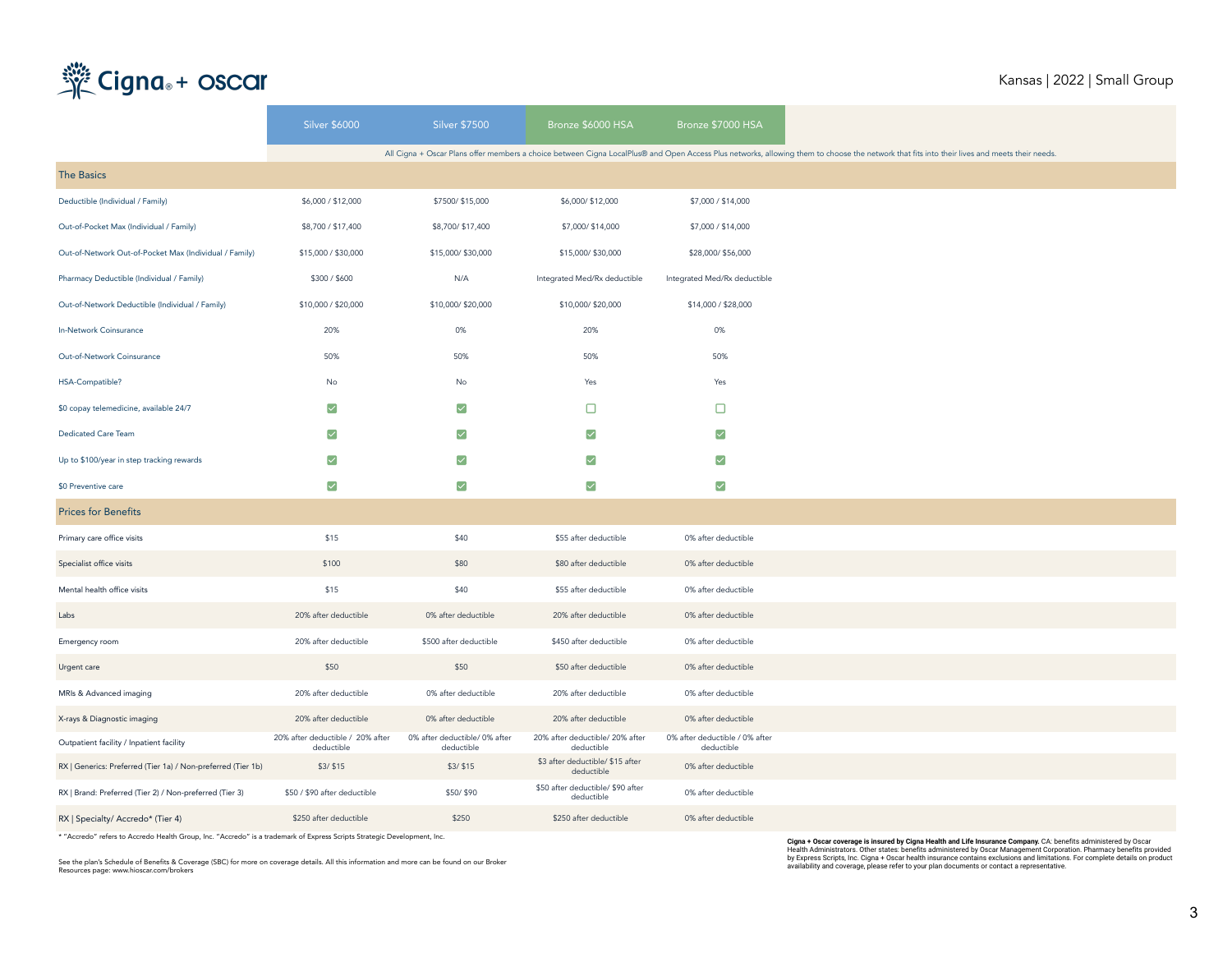Cigna + oscar

Kansas | 2022 | Small Group

| | Silver $6000 | Silver $7500 | Bronze $6000 HSA | Bronze $7000 HSA |
|---|---|---|---|---|
| | All Cigna + Oscar Plans offer members a choice between Cigna LocalPlus® and Open Access Plus networks, allowing them to choose the network that fits into their lives and meets their needs. | | | |
| **The Basics** | | | | |
| Deductible (Individual / Family) | $6,000 / $12,000 | $7500/ $15,000 | $6,000/ $12,000 | $7,000 / $14,000 |
| Out-of-Pocket Max (Individual / Family) | $8,700 / $17,400 | $8,700/ $17,400 | $7,000/ $14,000 | $7,000 / $14,000 |
| Out-of-Network Out-of-Pocket Max (Individual / Family) | $15,000 / $30,000 | $15,000/ $30,000 | $15,000/ $30,000 | $28,000/ $56,000 |
| Pharmacy Deductible (Individual / Family) | $300 / $600 | N/A | Integrated Med/Rx deductible | Integrated Med/Rx deductible |
| Out-of-Network Deductible (Individual / Family) | $10,000 / $20,000 | $10,000/ $20,000 | $10,000/ $20,000 | $14,000 / $28,000 |
| In-Network Coinsurance | 20% | 0% | 20% | 0% |
| Out-of-Network Coinsurance | 50% | 50% | 50% | 50% |
| HSA-Compatible? | No | No | Yes | Yes |
| $0 copay telemedicine, available 24/7 | ☑ | ☑ | ☐ | ☐ |
| Dedicated Care Team | ☑ | ☑ | ☑ | ☑ |
| Up to $100/year in step tracking rewards | ☑ | ☑ | ☑ | ☑ |
| $0 Preventive care | ☑ | ☑ | ☑ | ☑ |
| **Prices for Benefits** | | | | |
| Primary care office visits | $15 | $40 | $55 after deductible | 0% after deductible |
| Specialist office visits | $100 | $80 | $80 after deductible | 0% after deductible |
| Mental health office visits | $15 | $40 | $55 after deductible | 0% after deductible |
| Labs | 20% after deductible | 0% after deductible | 20% after deductible | 0% after deductible |
| Emergency room | 20% after deductible | $500 after deductible | $450 after deductible | 0% after deductible |
| Urgent care | $50 | $50 | $50 after deductible | 0% after deductible |
| MRIs & Advanced imaging | 20% after deductible | 0% after deductible | 20% after deductible | 0% after deductible |
| X-rays & Diagnostic imaging | 20% after deductible | 0% after deductible | 20% after deductible | 0% after deductible |
| Outpatient facility / Inpatient facility | 20% after deductible / 20% after deductible | 0% after deductible/ 0% after deductible | 20% after deductible/ 20% after deductible | 0% after deductible / 0% after deductible |
| RX \| Generics: Preferred (Tier 1a) / Non-preferred (Tier 1b) | $3/ $15 | $3/ $15 | $3 after deductible/ $15 after deductible | 0% after deductible |
| RX \| Brand: Preferred (Tier 2) / Non-preferred (Tier 3) | $50 / $90 after deductible | $50/ $90 | $50 after deductible/ $90 after deductible | 0% after deductible |
| RX \| Specialty/ Accredo* (Tier 4) | $250 after deductible | $250 | $250 after deductible | 0% after deductible |

* "Accredo" refers to Accredo Health Group, Inc. "Accredo" is a trademark of Express Scripts Strategic Development, Inc.

See the plan's Schedule of Benefits & Coverage (SBC) for more on coverage details. All this information and more can be found on our Broker Resources page: www.hioscar.com/brokers

**Cigna + Oscar coverage is insured by Cigna Health and Life Insurance Company.** CA: benefits administered by Oscar Health Administrators. Other states: benefits administered by Oscar Management Corporation. Pharmacy benefits provided by Express Scripts, Inc. Cigna + Oscar health insurance contains exclusions and limitations. For complete details on product availability and coverage, please refer to your plan documents or contact a representative.